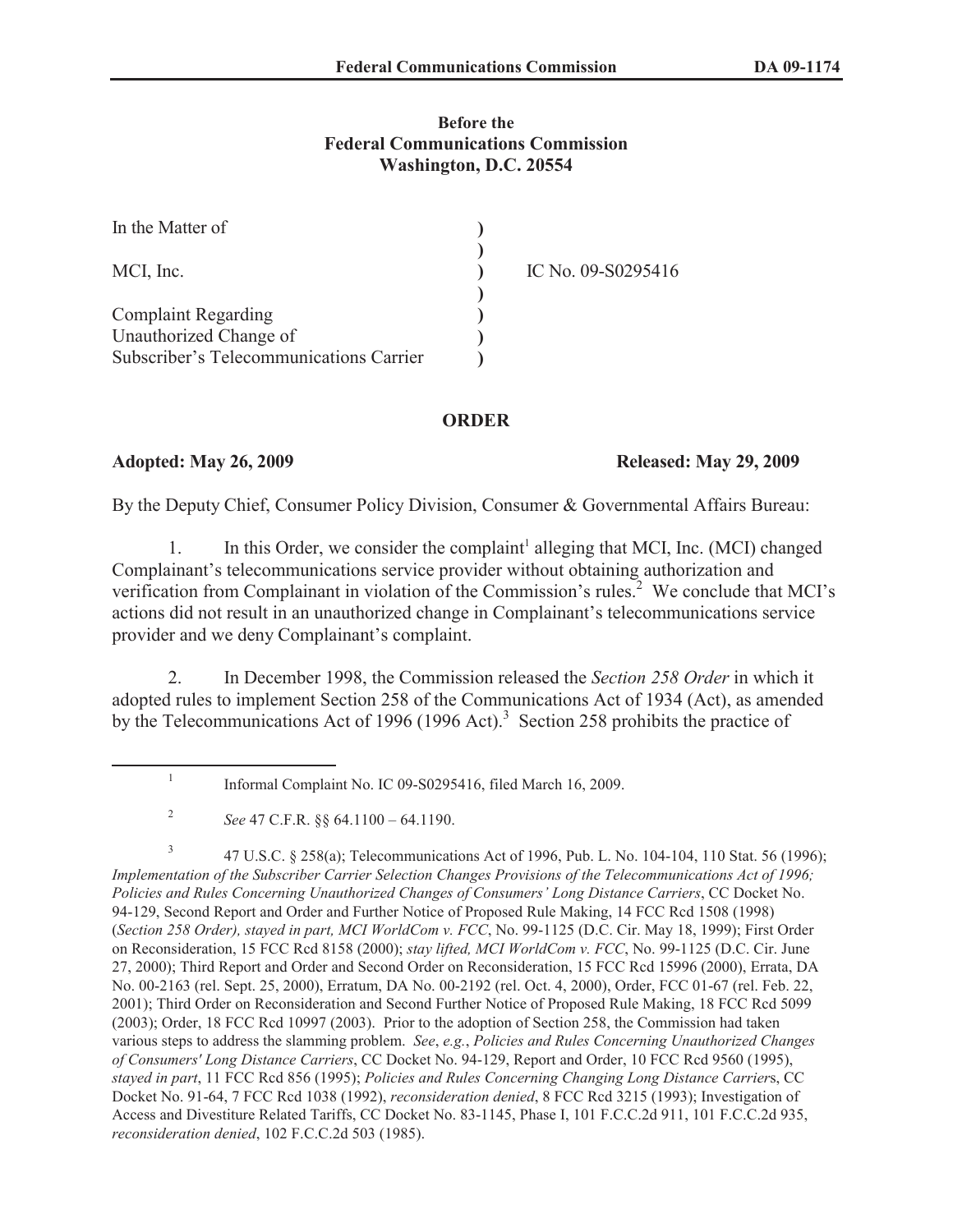**Before the**
**Federal Communications Commission**
**Washington, D.C. 20554**

| | | |
|---|---|---|
| In the Matter of | ) | |
| | ) | |
| MCI, Inc. | ) | IC No. 09-S0295416 |
| | ) | |
| Complaint Regarding | ) | |
| Unauthorized Change of | ) | |
| Subscriber's Telecommunications Carrier | ) | |

## ORDER

**Adopted: May 26, 2009** **Released: May 29, 2009**

By the Deputy Chief, Consumer Policy Division, Consumer & Governmental Affairs Bureau:

1. In this Order, we consider the complaint[1] alleging that MCI, Inc. (MCI) changed Complainant's telecommunications service provider without obtaining authorization and verification from Complainant in violation of the Commission's rules.[2] We conclude that MCI's actions did not result in an unauthorized change in Complainant's telecommunications service provider and we deny Complainant's complaint.

2. In December 1998, the Commission released the *Section 258 Order* in which it adopted rules to implement Section 258 of the Communications Act of 1934 (Act), as amended by the Telecommunications Act of 1996 (1996 Act).[3] Section 258 prohibits the practice of

---

[1] Informal Complaint No. IC 09-S0295416, filed March 16, 2009.

[2] *See* 47 C.F.R. §§ 64.1100 – 64.1190.

[3] 47 U.S.C. § 258(a); Telecommunications Act of 1996, Pub. L. No. 104-104, 110 Stat. 56 (1996); *Implementation of the Subscriber Carrier Selection Changes Provisions of the Telecommunications Act of 1996; Policies and Rules Concerning Unauthorized Changes of Consumers' Long Distance Carriers*, CC Docket No. 94-129, Second Report and Order and Further Notice of Proposed Rule Making, 14 FCC Rcd 1508 (1998) (*Section 258 Order), stayed in part, MCI WorldCom v. FCC*, No. 99-1125 (D.C. Cir. May 18, 1999); First Order on Reconsideration, 15 FCC Rcd 8158 (2000); *stay lifted, MCI WorldCom v. FCC*, No. 99-1125 (D.C. Cir. June 27, 2000); Third Report and Order and Second Order on Reconsideration, 15 FCC Rcd 15996 (2000), Errata, DA No. 00-2163 (rel. Sept. 25, 2000), Erratum, DA No. 00-2192 (rel. Oct. 4, 2000), Order, FCC 01-67 (rel. Feb. 22, 2001); Third Order on Reconsideration and Second Further Notice of Proposed Rule Making, 18 FCC Rcd 5099 (2003); Order, 18 FCC Rcd 10997 (2003). Prior to the adoption of Section 258, the Commission had taken various steps to address the slamming problem. *See*, *e.g.*, *Policies and Rules Concerning Unauthorized Changes of Consumers' Long Distance Carriers*, CC Docket No. 94-129, Report and Order, 10 FCC Rcd 9560 (1995), *stayed in part*, 11 FCC Rcd 856 (1995); *Policies and Rules Concerning Changing Long Distance Carrier*s, CC Docket No. 91-64, 7 FCC Rcd 1038 (1992), *reconsideration denied*, 8 FCC Rcd 3215 (1993); Investigation of Access and Divestiture Related Tariffs, CC Docket No. 83-1145, Phase I, 101 F.C.C.2d 911, 101 F.C.C.2d 935, *reconsideration denied*, 102 F.C.C.2d 503 (1985).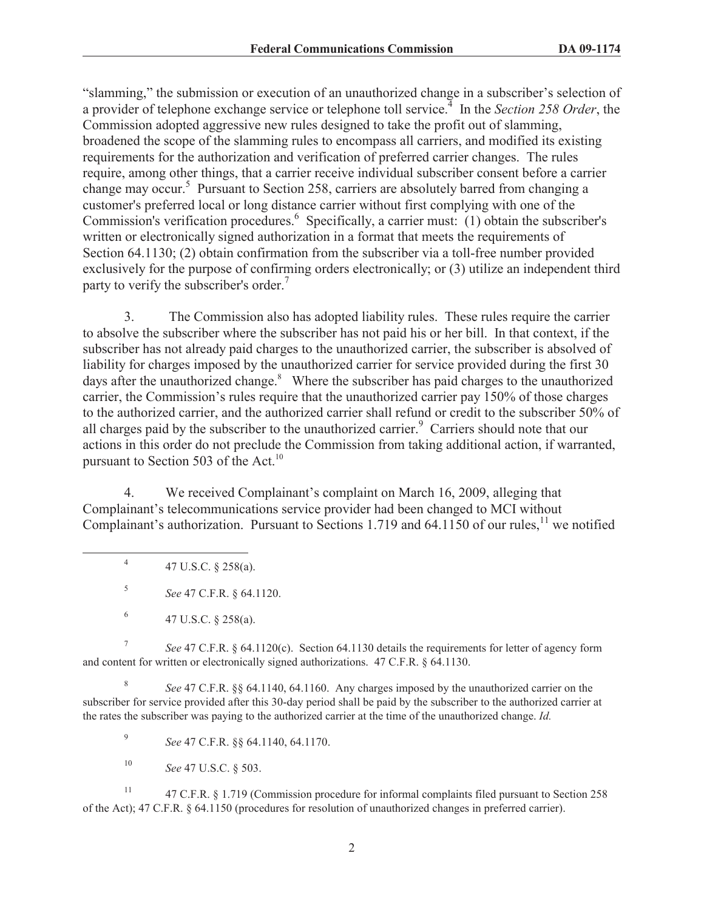"slamming," the submission or execution of an unauthorized change in a subscriber's selection of a provider of telephone exchange service or telephone toll service.[4] In the *Section 258 Order*, the Commission adopted aggressive new rules designed to take the profit out of slamming, broadened the scope of the slamming rules to encompass all carriers, and modified its existing requirements for the authorization and verification of preferred carrier changes. The rules require, among other things, that a carrier receive individual subscriber consent before a carrier change may occur.[5] Pursuant to Section 258, carriers are absolutely barred from changing a customer's preferred local or long distance carrier without first complying with one of the Commission's verification procedures.[6] Specifically, a carrier must: (1) obtain the subscriber's written or electronically signed authorization in a format that meets the requirements of Section 64.1130; (2) obtain confirmation from the subscriber via a toll-free number provided exclusively for the purpose of confirming orders electronically; or (3) utilize an independent third party to verify the subscriber's order.[7]

3. The Commission also has adopted liability rules. These rules require the carrier to absolve the subscriber where the subscriber has not paid his or her bill. In that context, if the subscriber has not already paid charges to the unauthorized carrier, the subscriber is absolved of liability for charges imposed by the unauthorized carrier for service provided during the first 30 days after the unauthorized change.[8] Where the subscriber has paid charges to the unauthorized carrier, the Commission's rules require that the unauthorized carrier pay 150% of those charges to the authorized carrier, and the authorized carrier shall refund or credit to the subscriber 50% of all charges paid by the subscriber to the unauthorized carrier.[9] Carriers should note that our actions in this order do not preclude the Commission from taking additional action, if warranted, pursuant to Section 503 of the Act.[10]

4. We received Complainant's complaint on March 16, 2009, alleging that Complainant's telecommunications service provider had been changed to MCI without Complainant's authorization. Pursuant to Sections 1.719 and 64.1150 of our rules,[11] we notified

---

[4] 47 U.S.C. § 258(a).

[5] *See* 47 C.F.R. § 64.1120.

[6] 47 U.S.C. § 258(a).

[7] *See* 47 C.F.R. § 64.1120(c). Section 64.1130 details the requirements for letter of agency form and content for written or electronically signed authorizations. 47 C.F.R. § 64.1130.

[8] *See* 47 C.F.R. §§ 64.1140, 64.1160. Any charges imposed by the unauthorized carrier on the subscriber for service provided after this 30-day period shall be paid by the subscriber to the authorized carrier at the rates the subscriber was paying to the authorized carrier at the time of the unauthorized change. *Id.*

[9] *See* 47 C.F.R. §§ 64.1140, 64.1170.

[10] *See* 47 U.S.C. § 503.

[11] 47 C.F.R. § 1.719 (Commission procedure for informal complaints filed pursuant to Section 258 of the Act); 47 C.F.R. § 64.1150 (procedures for resolution of unauthorized changes in preferred carrier).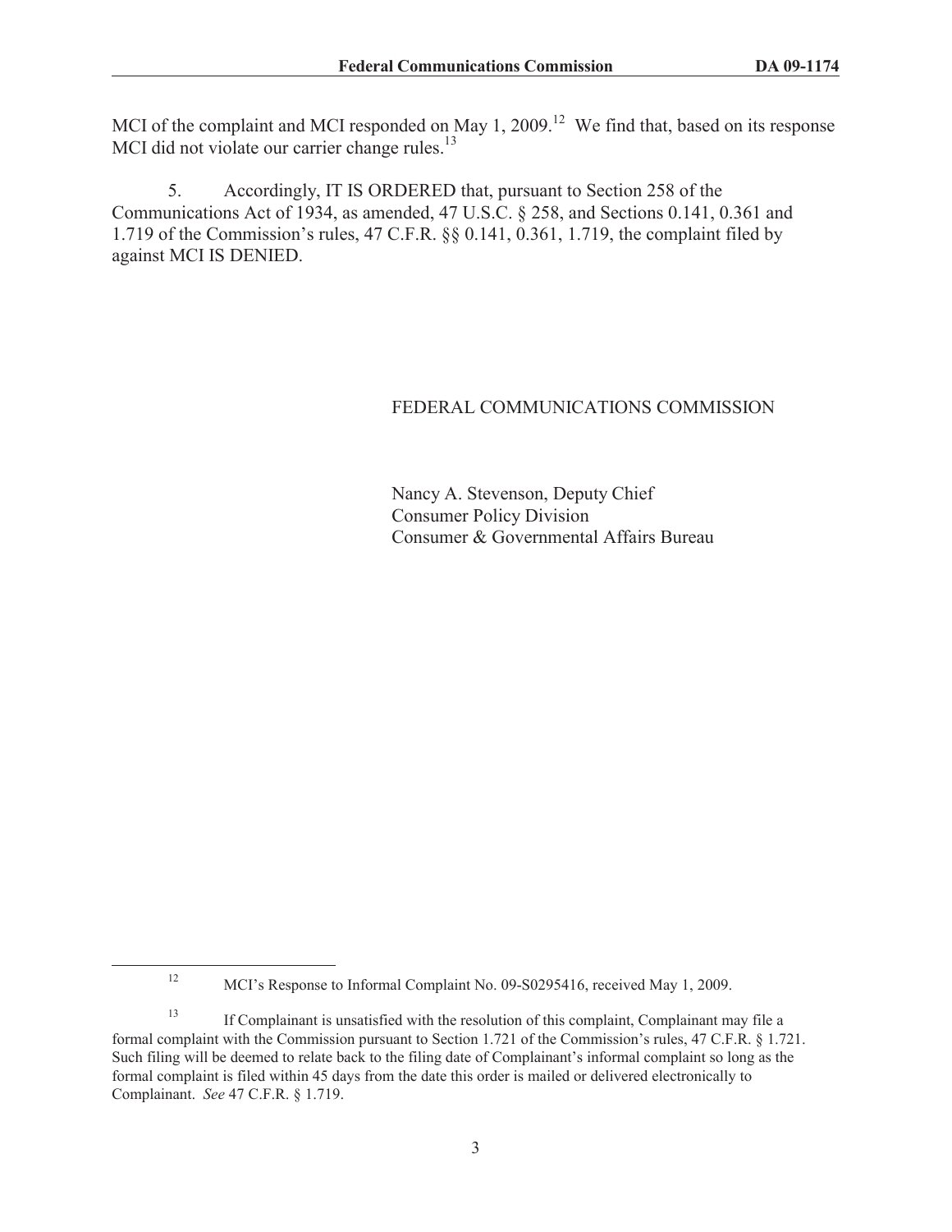MCI of the complaint and MCI responded on May 1, 2009.[12] We find that, based on its response MCI did not violate our carrier change rules.[13]

5. Accordingly, IT IS ORDERED that, pursuant to Section 258 of the Communications Act of 1934, as amended, 47 U.S.C. § 258, and Sections 0.141, 0.361 and 1.719 of the Commission's rules, 47 C.F.R. §§ 0.141, 0.361, 1.719, the complaint filed by against MCI IS DENIED.

FEDERAL COMMUNICATIONS COMMISSION

Nancy A. Stevenson, Deputy Chief
Consumer Policy Division
Consumer & Governmental Affairs Bureau

---

[12] MCI's Response to Informal Complaint No. 09-S0295416, received May 1, 2009.

[13] If Complainant is unsatisfied with the resolution of this complaint, Complainant may file a formal complaint with the Commission pursuant to Section 1.721 of the Commission's rules, 47 C.F.R. § 1.721. Such filing will be deemed to relate back to the filing date of Complainant's informal complaint so long as the formal complaint is filed within 45 days from the date this order is mailed or delivered electronically to Complainant. *See* 47 C.F.R. § 1.719.